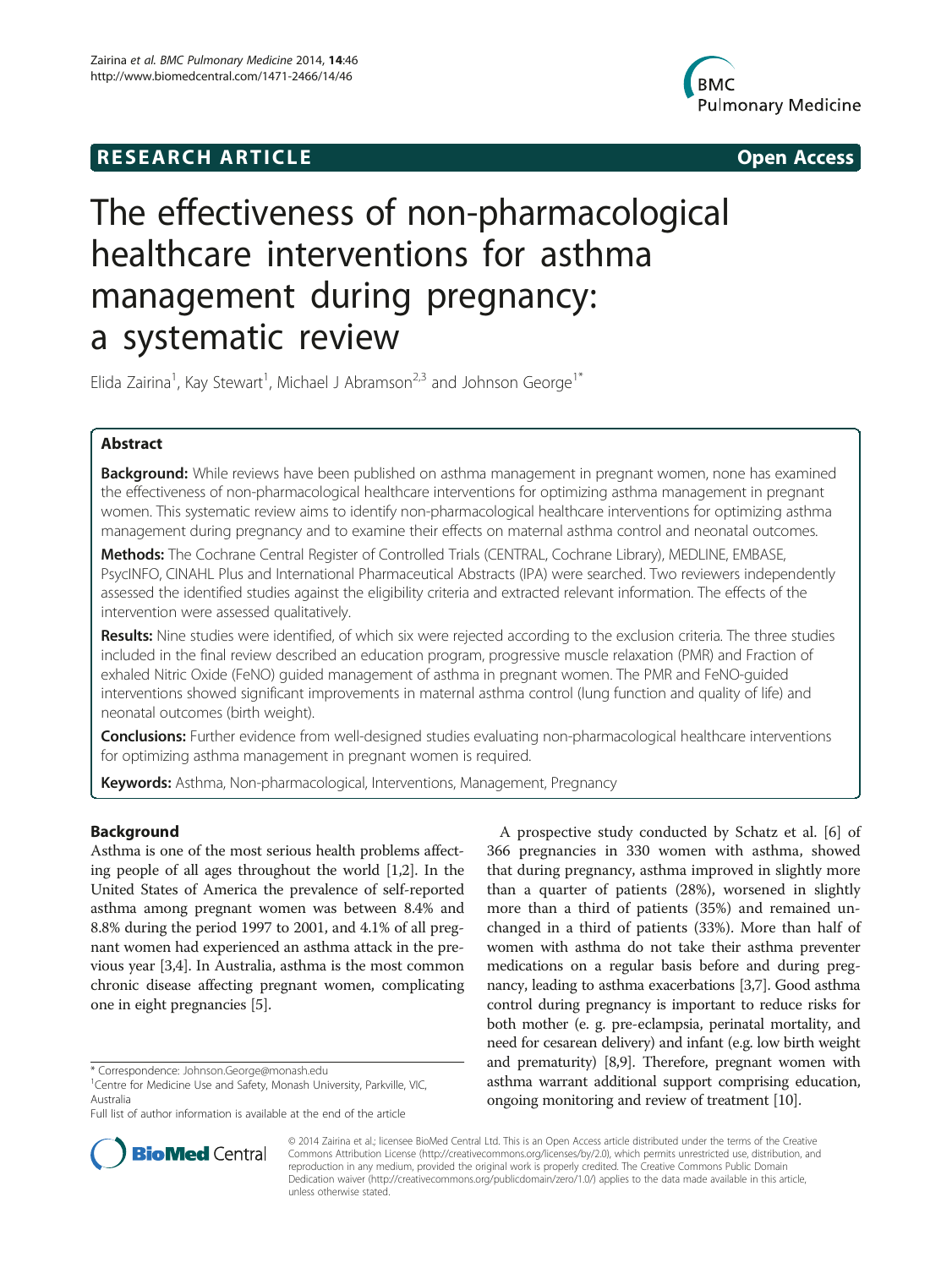**RESEARCH ARTICLE** **Open Access**

# The effectiveness of non-pharmacological healthcare interventions for asthma management during pregnancy: a systematic review

Elida Zairina[1], Kay Stewart[1], Michael J Abramson[2,3] and Johnson George[1*]

## Abstract

**Background:** While reviews have been published on asthma management in pregnant women, none has examined the effectiveness of non-pharmacological healthcare interventions for optimizing asthma management in pregnant women. This systematic review aims to identify non-pharmacological healthcare interventions for optimizing asthma management during pregnancy and to examine their effects on maternal asthma control and neonatal outcomes.

**Methods:** The Cochrane Central Register of Controlled Trials (CENTRAL, Cochrane Library), MEDLINE, EMBASE, PsycINFO, CINAHL Plus and International Pharmaceutical Abstracts (IPA) were searched. Two reviewers independently assessed the identified studies against the eligibility criteria and extracted relevant information. The effects of the intervention were assessed qualitatively.

**Results:** Nine studies were identified, of which six were rejected according to the exclusion criteria. The three studies included in the final review described an education program, progressive muscle relaxation (PMR) and Fraction of exhaled Nitric Oxide (FeNO) guided management of asthma in pregnant women. The PMR and FeNO-guided interventions showed significant improvements in maternal asthma control (lung function and quality of life) and neonatal outcomes (birth weight).

**Conclusions:** Further evidence from well-designed studies evaluating non-pharmacological healthcare interventions for optimizing asthma management in pregnant women is required.

**Keywords:** Asthma, Non-pharmacological, Interventions, Management, Pregnancy

## Background

Asthma is one of the most serious health problems affecting people of all ages throughout the world [1,2]. In the United States of America the prevalence of self-reported asthma among pregnant women was between 8.4% and 8.8% during the period 1997 to 2001, and 4.1% of all pregnant women had experienced an asthma attack in the previous year [3,4]. In Australia, asthma is the most common chronic disease affecting pregnant women, complicating one in eight pregnancies [5].

A prospective study conducted by Schatz et al. [6] of 366 pregnancies in 330 women with asthma, showed that during pregnancy, asthma improved in slightly more than a quarter of patients (28%), worsened in slightly more than a third of patients (35%) and remained unchanged in a third of patients (33%). More than half of women with asthma do not take their asthma preventer medications on a regular basis before and during pregnancy, leading to asthma exacerbations [3,7]. Good asthma control during pregnancy is important to reduce risks for both mother (e. g. pre-eclampsia, perinatal mortality, and need for cesarean delivery) and infant (e.g. low birth weight and prematurity) [8,9]. Therefore, pregnant women with asthma warrant additional support comprising education, ongoing monitoring and review of treatment [10].

\* Correspondence: Johnson.George@monash.edu
[1]Centre for Medicine Use and Safety, Monash University, Parkville, VIC, Australia
Full list of author information is available at the end of the article

© 2014 Zairina et al.; licensee BioMed Central Ltd. This is an Open Access article distributed under the terms of the Creative Commons Attribution License (http://creativecommons.org/licenses/by/2.0), which permits unrestricted use, distribution, and reproduction in any medium, provided the original work is properly credited. The Creative Commons Public Domain Dedication waiver (http://creativecommons.org/publicdomain/zero/1.0/) applies to the data made available in this article, unless otherwise stated.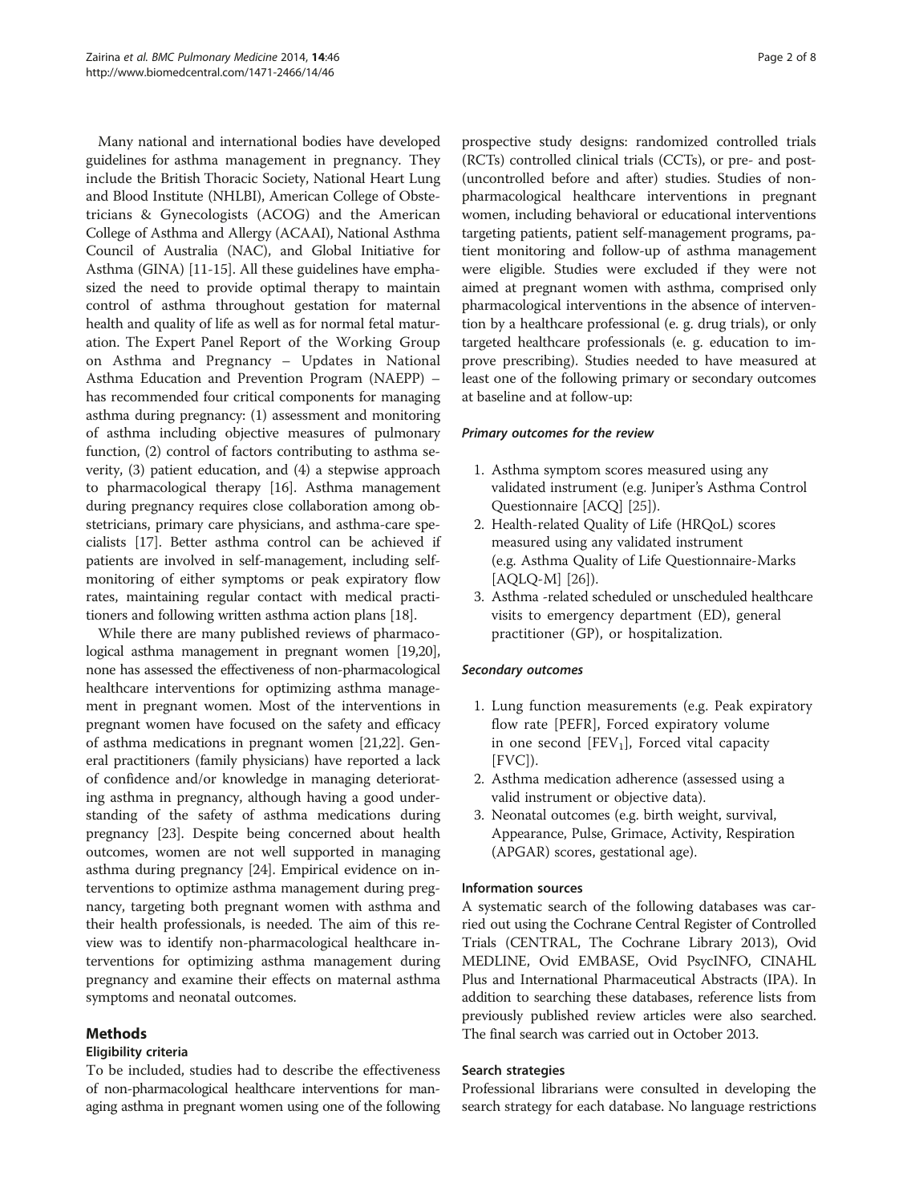Many national and international bodies have developed guidelines for asthma management in pregnancy. They include the British Thoracic Society, National Heart Lung and Blood Institute (NHLBI), American College of Obstetricians & Gynecologists (ACOG) and the American College of Asthma and Allergy (ACAAI), National Asthma Council of Australia (NAC), and Global Initiative for Asthma (GINA) [11-15]. All these guidelines have emphasized the need to provide optimal therapy to maintain control of asthma throughout gestation for maternal health and quality of life as well as for normal fetal maturation. The Expert Panel Report of the Working Group on Asthma and Pregnancy – Updates in National Asthma Education and Prevention Program (NAEPP) – has recommended four critical components for managing asthma during pregnancy: (1) assessment and monitoring of asthma including objective measures of pulmonary function, (2) control of factors contributing to asthma severity, (3) patient education, and (4) a stepwise approach to pharmacological therapy [16]. Asthma management during pregnancy requires close collaboration among obstetricians, primary care physicians, and asthma-care specialists [17]. Better asthma control can be achieved if patients are involved in self-management, including self-monitoring of either symptoms or peak expiratory flow rates, maintaining regular contact with medical practitioners and following written asthma action plans [18].

While there are many published reviews of pharmacological asthma management in pregnant women [19,20], none has assessed the effectiveness of non-pharmacological healthcare interventions for optimizing asthma management in pregnant women. Most of the interventions in pregnant women have focused on the safety and efficacy of asthma medications in pregnant women [21,22]. General practitioners (family physicians) have reported a lack of confidence and/or knowledge in managing deteriorating asthma in pregnancy, although having a good understanding of the safety of asthma medications during pregnancy [23]. Despite being concerned about health outcomes, women are not well supported in managing asthma during pregnancy [24]. Empirical evidence on interventions to optimize asthma management during pregnancy, targeting both pregnant women with asthma and their health professionals, is needed. The aim of this review was to identify non-pharmacological healthcare interventions for optimizing asthma management during pregnancy and examine their effects on maternal asthma symptoms and neonatal outcomes.

## Methods

### Eligibility criteria

To be included, studies had to describe the effectiveness of non-pharmacological healthcare interventions for managing asthma in pregnant women using one of the following prospective study designs: randomized controlled trials (RCTs) controlled clinical trials (CCTs), or pre- and post- (uncontrolled before and after) studies. Studies of non-pharmacological healthcare interventions in pregnant women, including behavioral or educational interventions targeting patients, patient self-management programs, patient monitoring and follow-up of asthma management were eligible. Studies were excluded if they were not aimed at pregnant women with asthma, comprised only pharmacological interventions in the absence of intervention by a healthcare professional (e. g. drug trials), or only targeted healthcare professionals (e. g. education to improve prescribing). Studies needed to have measured at least one of the following primary or secondary outcomes at baseline and at follow-up:

#### *Primary outcomes for the review*

1. Asthma symptom scores measured using any validated instrument (e.g. Juniper's Asthma Control Questionnaire [ACQ] [25]).
2. Health-related Quality of Life (HRQoL) scores measured using any validated instrument (e.g. Asthma Quality of Life Questionnaire-Marks [AQLQ-M] [26]).
3. Asthma -related scheduled or unscheduled healthcare visits to emergency department (ED), general practitioner (GP), or hospitalization.

#### *Secondary outcomes*

1. Lung function measurements (e.g. Peak expiratory flow rate [PEFR], Forced expiratory volume in one second [$FEV_1$], Forced vital capacity [FVC]).
2. Asthma medication adherence (assessed using a valid instrument or objective data).
3. Neonatal outcomes (e.g. birth weight, survival, Appearance, Pulse, Grimace, Activity, Respiration (APGAR) scores, gestational age).

### Information sources

A systematic search of the following databases was carried out using the Cochrane Central Register of Controlled Trials (CENTRAL, The Cochrane Library 2013), Ovid MEDLINE, Ovid EMBASE, Ovid PsycINFO, CINAHL Plus and International Pharmaceutical Abstracts (IPA). In addition to searching these databases, reference lists from previously published review articles were also searched. The final search was carried out in October 2013.

### Search strategies

Professional librarians were consulted in developing the search strategy for each database. No language restrictions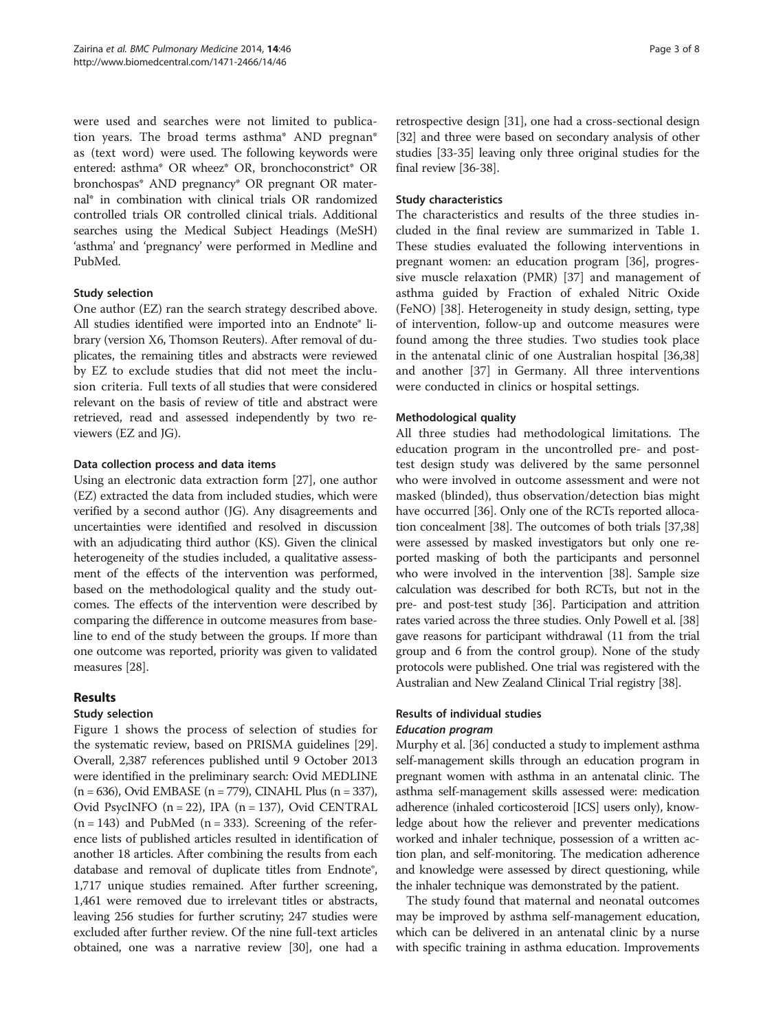were used and searches were not limited to publication years. The broad terms asthma* AND pregnan* as (text word) were used. The following keywords were entered: asthma* OR wheez* OR, bronchoconstrict* OR bronchospas* AND pregnancy* OR pregnant OR maternal* in combination with clinical trials OR randomized controlled trials OR controlled clinical trials. Additional searches using the Medical Subject Headings (MeSH) 'asthma' and 'pregnancy' were performed in Medline and PubMed.

### Study selection

One author (EZ) ran the search strategy described above. All studies identified were imported into an Endnote® library (version X6, Thomson Reuters). After removal of duplicates, the remaining titles and abstracts were reviewed by EZ to exclude studies that did not meet the inclusion criteria. Full texts of all studies that were considered relevant on the basis of review of title and abstract were retrieved, read and assessed independently by two reviewers (EZ and JG).

### Data collection process and data items

Using an electronic data extraction form [27], one author (EZ) extracted the data from included studies, which were verified by a second author (JG). Any disagreements and uncertainties were identified and resolved in discussion with an adjudicating third author (KS). Given the clinical heterogeneity of the studies included, a qualitative assessment of the effects of the intervention was performed, based on the methodological quality and the study outcomes. The effects of the intervention were described by comparing the difference in outcome measures from baseline to end of the study between the groups. If more than one outcome was reported, priority was given to validated measures [28].

## Results

### Study selection

Figure 1 shows the process of selection of studies for the systematic review, based on PRISMA guidelines [29]. Overall, 2,387 references published until 9 October 2013 were identified in the preliminary search: Ovid MEDLINE (n = 636), Ovid EMBASE (n = 779), CINAHL Plus (n = 337), Ovid PsycINFO (n = 22), IPA (n = 137), Ovid CENTRAL (n = 143) and PubMed (n = 333). Screening of the reference lists of published articles resulted in identification of another 18 articles. After combining the results from each database and removal of duplicate titles from Endnote®, 1,717 unique studies remained. After further screening, 1,461 were removed due to irrelevant titles or abstracts, leaving 256 studies for further scrutiny; 247 studies were excluded after further review. Of the nine full-text articles obtained, one was a narrative review [30], one had a retrospective design [31], one had a cross-sectional design [32] and three were based on secondary analysis of other studies [33-35] leaving only three original studies for the final review [36-38].

### Study characteristics

The characteristics and results of the three studies included in the final review are summarized in Table 1. These studies evaluated the following interventions in pregnant women: an education program [36], progressive muscle relaxation (PMR) [37] and management of asthma guided by Fraction of exhaled Nitric Oxide (FeNO) [38]. Heterogeneity in study design, setting, type of intervention, follow-up and outcome measures were found among the three studies. Two studies took place in the antenatal clinic of one Australian hospital [36,38] and another [37] in Germany. All three interventions were conducted in clinics or hospital settings.

### Methodological quality

All three studies had methodological limitations. The education program in the uncontrolled pre- and post-test design study was delivered by the same personnel who were involved in outcome assessment and were not masked (blinded), thus observation/detection bias might have occurred [36]. Only one of the RCTs reported allocation concealment [38]. The outcomes of both trials [37,38] were assessed by masked investigators but only one reported masking of both the participants and personnel who were involved in the intervention [38]. Sample size calculation was described for both RCTs, but not in the pre- and post-test study [36]. Participation and attrition rates varied across the three studies. Only Powell et al. [38] gave reasons for participant withdrawal (11 from the trial group and 6 from the control group). None of the study protocols were published. One trial was registered with the Australian and New Zealand Clinical Trial registry [38].

### Results of individual studies

#### *Education program*

Murphy et al. [36] conducted a study to implement asthma self-management skills through an education program in pregnant women with asthma in an antenatal clinic. The asthma self-management skills assessed were: medication adherence (inhaled corticosteroid [ICS] users only), knowledge about how the reliever and preventer medications worked and inhaler technique, possession of a written action plan, and self-monitoring. The medication adherence and knowledge were assessed by direct questioning, while the inhaler technique was demonstrated by the patient.

The study found that maternal and neonatal outcomes may be improved by asthma self-management education, which can be delivered in an antenatal clinic by a nurse with specific training in asthma education. Improvements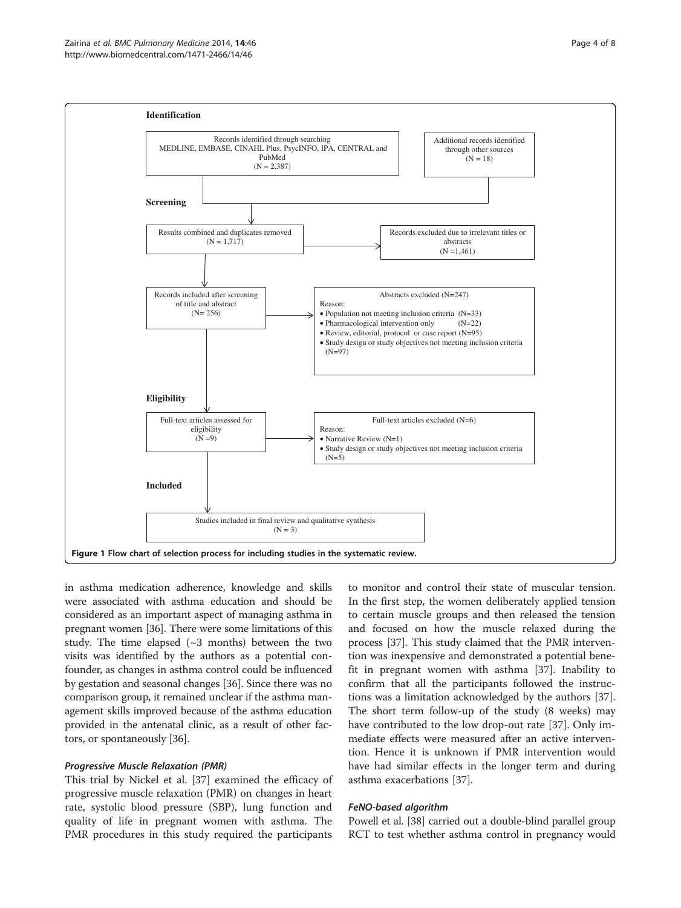**Identification**

Records identified through searching MEDLINE, EMBASE, CINAHL Plus, PsycINFO, IPA, CENTRAL and PubMed (N = 2,387)

Additional records identified through other sources (N = 18)

**Screening**

Results combined and duplicates removed (N = 1,717)

Records excluded due to irrelevant titles or abstracts (N =1,461)

Records included after screening of title and abstract (N= 256)

Abstracts excluded (N=247)
Reason:
- Population not meeting inclusion criteria (N=33)
- Pharmacological intervention only (N=22)
- Review, editorial, protocol or case report (N=95)
- Study design or study objectives not meeting inclusion criteria (N=97)

**Eligibility**

Full-text articles assessed for eligibility (N =9)

Full-text articles excluded (N=6)
Reason:
- Narrative Review (N=1)
- Study design or study objectives not meeting inclusion criteria (N=5)

**Included**

Studies included in final review and qualitative synthesis (N = 3)

**Figure 1 Flow chart of selection process for including studies in the systematic review.**

in asthma medication adherence, knowledge and skills were associated with asthma education and should be considered as an important aspect of managing asthma in pregnant women [36]. There were some limitations of this study. The time elapsed (~3 months) between the two visits was identified by the authors as a potential confounder, as changes in asthma control could be influenced by gestation and seasonal changes [36]. Since there was no comparison group, it remained unclear if the asthma management skills improved because of the asthma education provided in the antenatal clinic, as a result of other factors, or spontaneously [36].

### *Progressive Muscle Relaxation (PMR)*

This trial by Nickel et al. [37] examined the efficacy of progressive muscle relaxation (PMR) on changes in heart rate, systolic blood pressure (SBP), lung function and quality of life in pregnant women with asthma. The PMR procedures in this study required the participants to monitor and control their state of muscular tension. In the first step, the women deliberately applied tension to certain muscle groups and then released the tension and focused on how the muscle relaxed during the process [37]. This study claimed that the PMR intervention was inexpensive and demonstrated a potential benefit in pregnant women with asthma [37]. Inability to confirm that all the participants followed the instructions was a limitation acknowledged by the authors [37]. The short term follow-up of the study (8 weeks) may have contributed to the low drop-out rate [37]. Only immediate effects were measured after an active intervention. Hence it is unknown if PMR intervention would have had similar effects in the longer term and during asthma exacerbations [37].

### *FeNO-based algorithm*

Powell et al. [38] carried out a double-blind parallel group RCT to test whether asthma control in pregnancy would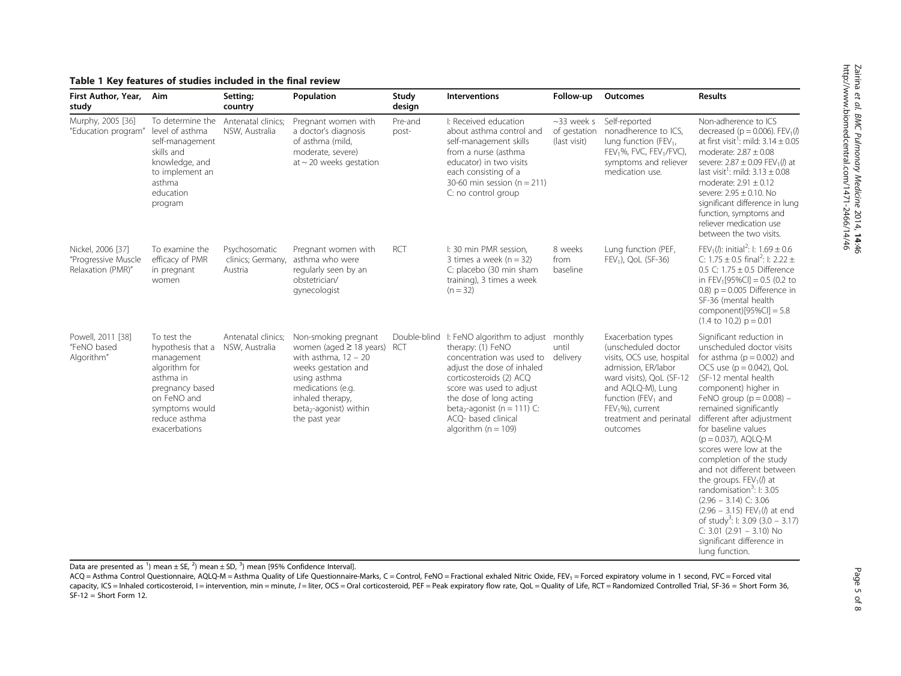**Table 1 Key features of studies included in the final review**

| First Author, Year, study | Aim | Setting; country | Population | Study design | Interventions | Follow-up | Outcomes | Results |
|---|---|---|---|---|---|---|---|---|
| Murphy, 2005 [36] "Education program" | To determine the level of asthma self-management skills and knowledge, and to implement an asthma education program | Antenatal clinics; NSW, Australia | Pregnant women with a doctor's diagnosis of asthma (mild, moderate, severe) at ~ 20 weeks gestation | Pre-and post- | I: Received education about asthma control and self-management skills from a nurse (asthma educator) in two visits each consisting of a 30-60 min session (n = 211) C: no control group | ~33 week s of gestation (last visit) | Self-reported nonadherence to ICS, lung function ($FEV_1$, $FEV_1$%, FVC, $FEV_1$/FVC), symptoms and reliever medication use. | Non-adherence to ICS decreased (p = 0.006). $FEV_1$(*l*) at first visit[1]: mild: 3.14 ± 0.05 moderate: 2.87 ± 0.08 severe: 2.87 ± 0.09 $FEV_1$(*l*) at last visit[1]: mild: 3.13 ± 0.08 moderate: 2.91 ± 0.12 severe: 2.95 ± 0.10. No significant difference in lung function, symptoms and reliever medication use between the two visits. |
| Nickel, 2006 [37] "Progressive Muscle Relaxation (PMR)" | To examine the efficacy of PMR in pregnant women | Psychosomatic clinics; Germany, Austria | Pregnant women with asthma who were regularly seen by an obstetrician/ gynecologist | RCT | I: 30 min PMR session, 3 times a week (n = 32) C: placebo (30 min sham training), 3 times a week (n = 32) | 8 weeks from baseline | Lung function (PEF, $FEV_1$), QoL (SF-36) | $FEV_1$(*l*): initial[2]: I: 1.69 ± 0.6 C: 1.75 ± 0.5 final[2]: I: 2.22 ± 0.5 C: 1.75 ± 0.5 Difference in $FEV_1$[95%CI] = 0.5 (0.2 to 0.8) p = 0.005 Difference in SF-36 (mental health component)[95%CI] = 5.8 (1.4 to 10.2) p = 0.01 |
| Powell, 2011 [38] "FeNO based Algorithm" | To test the hypothesis that a management algorithm for asthma in pregnancy based on FeNO and symptoms would reduce asthma exacerbations | Antenatal clinics; NSW, Australia | Non-smoking pregnant women (aged ≥ 18 years) with asthma, 12 – 20 weeks gestation and using asthma medications (e.g. inhaled therapy, $beta_2$-agonist) within the past year | Double-blind RCT | I: FeNO algorithm to adjust therapy: (1) FeNO concentration was used to adjust the dose of inhaled corticosteroids (2) ACQ score was used to adjust the dose of long acting $beta_2$-agonist (n = 111) C: ACQ- based clinical algorithm (n = 109) | monthly until delivery | Exacerbation types (unscheduled doctor visits, OCS use, hospital admission, ER/labor ward visits), QoL (SF-12 and AQLQ-M), Lung function ($FEV_1$ and $FEV_1$%), current treatment and perinatal outcomes | Significant reduction in unscheduled doctor visits for asthma (p = 0.002) and OCS use (p = 0.042), QoL (SF-12 mental health component) higher in FeNO group (p = 0.008) – remained significantly different after adjustment for baseline values (p = 0.037), AQLQ-M scores were low at the completion of the study and not different between the groups. $FEV_1$(*l*) at randomisation[3]: I: 3.05 (2.96 – 3.14) C: 3.06 (2.96 – 3.15) $FEV_1$(*l*) at end of study[3]: I: 3.09 (3.0 – 3.17) C: 3.01 (2.91 – 3.10) No significant difference in lung function. |

Data are presented as [1]) mean ± SE, [2]) mean ± SD, [3]) mean [95% Confidence Interval].

ACQ = Asthma Control Questionnaire, AQLQ-M = Asthma Quality of Life Questionnaire-Marks, C = Control, FeNO = Fractional exhaled Nitric Oxide, $FEV_1$ = Forced expiratory volume in 1 second, FVC = Forced vital capacity, ICS = Inhaled corticosteroid, I = intervention, min = minute, *l* = liter, OCS = Oral corticosteroid, PEF = Peak expiratory flow rate, QoL = Quality of Life, RCT = Randomized Controlled Trial, SF-36 = Short Form 36, SF-12 = Short Form 12.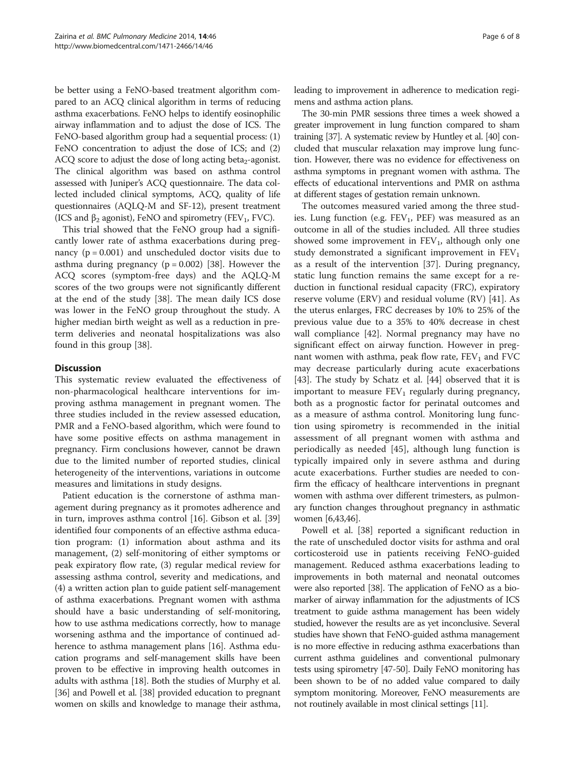be better using a FeNO-based treatment algorithm compared to an ACQ clinical algorithm in terms of reducing asthma exacerbations. FeNO helps to identify eosinophilic airway inflammation and to adjust the dose of ICS. The FeNO-based algorithm group had a sequential process: (1) FeNO concentration to adjust the dose of ICS; and (2) ACQ score to adjust the dose of long acting beta$_2$-agonist. The clinical algorithm was based on asthma control assessed with Juniper's ACQ questionnaire. The data collected included clinical symptoms, ACQ, quality of life questionnaires (AQLQ-M and SF-12), present treatment (ICS and $\beta_2$ agonist), FeNO and spirometry (FEV$_1$, FVC).

This trial showed that the FeNO group had a significantly lower rate of asthma exacerbations during pregnancy ($p = 0.001$) and unscheduled doctor visits due to asthma during pregnancy ($p = 0.002$) [38]. However the ACQ scores (symptom-free days) and the AQLQ-M scores of the two groups were not significantly different at the end of the study [38]. The mean daily ICS dose was lower in the FeNO group throughout the study. A higher median birth weight as well as a reduction in preterm deliveries and neonatal hospitalizations was also found in this group [38].

## Discussion

This systematic review evaluated the effectiveness of non-pharmacological healthcare interventions for improving asthma management in pregnant women. The three studies included in the review assessed education, PMR and a FeNO-based algorithm, which were found to have some positive effects on asthma management in pregnancy. Firm conclusions however, cannot be drawn due to the limited number of reported studies, clinical heterogeneity of the interventions, variations in outcome measures and limitations in study designs.

Patient education is the cornerstone of asthma management during pregnancy as it promotes adherence and in turn, improves asthma control [16]. Gibson et al. [39] identified four components of an effective asthma education program: (1) information about asthma and its management, (2) self-monitoring of either symptoms or peak expiratory flow rate, (3) regular medical review for assessing asthma control, severity and medications, and (4) a written action plan to guide patient self-management of asthma exacerbations. Pregnant women with asthma should have a basic understanding of self-monitoring, how to use asthma medications correctly, how to manage worsening asthma and the importance of continued adherence to asthma management plans [16]. Asthma education programs and self-management skills have been proven to be effective in improving health outcomes in adults with asthma [18]. Both the studies of Murphy et al. [36] and Powell et al. [38] provided education to pregnant women on skills and knowledge to manage their asthma, leading to improvement in adherence to medication regimens and asthma action plans.

The 30-min PMR sessions three times a week showed a greater improvement in lung function compared to sham training [37]. A systematic review by Huntley et al. [40] concluded that muscular relaxation may improve lung function. However, there was no evidence for effectiveness on asthma symptoms in pregnant women with asthma. The effects of educational interventions and PMR on asthma at different stages of gestation remain unknown.

The outcomes measured varied among the three studies. Lung function (e.g. FEV$_1$, PEF) was measured as an outcome in all of the studies included. All three studies showed some improvement in FEV$_1$, although only one study demonstrated a significant improvement in FEV$_1$ as a result of the intervention [37]. During pregnancy, static lung function remains the same except for a reduction in functional residual capacity (FRC), expiratory reserve volume (ERV) and residual volume (RV) [41]. As the uterus enlarges, FRC decreases by 10% to 25% of the previous value due to a 35% to 40% decrease in chest wall compliance [42]. Normal pregnancy may have no significant effect on airway function. However in pregnant women with asthma, peak flow rate, FEV$_1$ and FVC may decrease particularly during acute exacerbations [43]. The study by Schatz et al. [44] observed that it is important to measure FEV$_1$ regularly during pregnancy, both as a prognostic factor for perinatal outcomes and as a measure of asthma control. Monitoring lung function using spirometry is recommended in the initial assessment of all pregnant women with asthma and periodically as needed [45], although lung function is typically impaired only in severe asthma and during acute exacerbations. Further studies are needed to confirm the efficacy of healthcare interventions in pregnant women with asthma over different trimesters, as pulmonary function changes throughout pregnancy in asthmatic women [6,43,46].

Powell et al. [38] reported a significant reduction in the rate of unscheduled doctor visits for asthma and oral corticosteroid use in patients receiving FeNO-guided management. Reduced asthma exacerbations leading to improvements in both maternal and neonatal outcomes were also reported [38]. The application of FeNO as a biomarker of airway inflammation for the adjustments of ICS treatment to guide asthma management has been widely studied, however the results are as yet inconclusive. Several studies have shown that FeNO-guided asthma management is no more effective in reducing asthma exacerbations than current asthma guidelines and conventional pulmonary tests using spirometry [47-50]. Daily FeNO monitoring has been shown to be of no added value compared to daily symptom monitoring. Moreover, FeNO measurements are not routinely available in most clinical settings [11].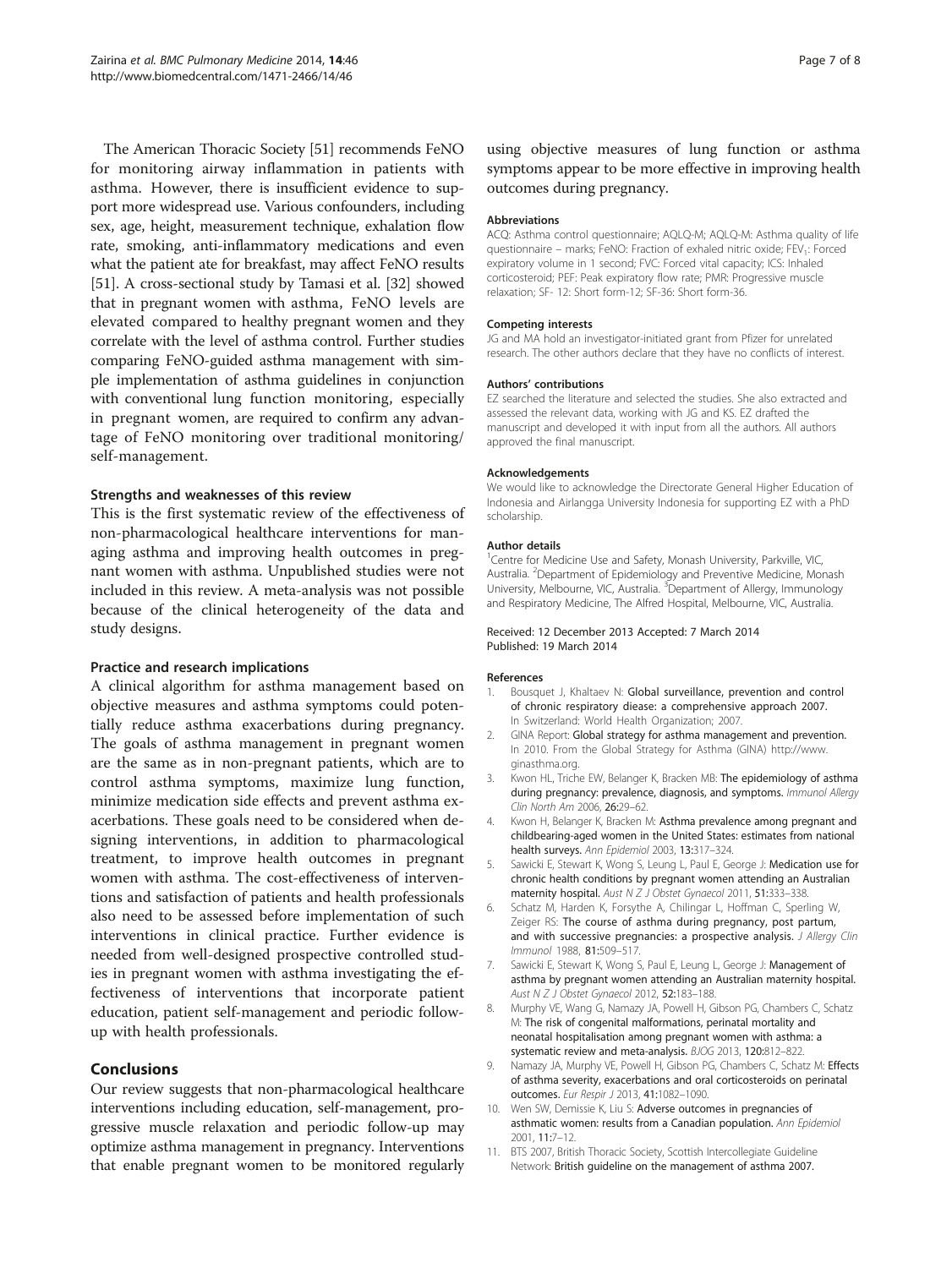The American Thoracic Society [51] recommends FeNO for monitoring airway inflammation in patients with asthma. However, there is insufficient evidence to support more widespread use. Various confounders, including sex, age, height, measurement technique, exhalation flow rate, smoking, anti-inflammatory medications and even what the patient ate for breakfast, may affect FeNO results [51]. A cross-sectional study by Tamasi et al. [32] showed that in pregnant women with asthma, FeNO levels are elevated compared to healthy pregnant women and they correlate with the level of asthma control. Further studies comparing FeNO-guided asthma management with simple implementation of asthma guidelines in conjunction with conventional lung function monitoring, especially in pregnant women, are required to confirm any advantage of FeNO monitoring over traditional monitoring/self-management.

### Strengths and weaknesses of this review

This is the first systematic review of the effectiveness of non-pharmacological healthcare interventions for managing asthma and improving health outcomes in pregnant women with asthma. Unpublished studies were not included in this review. A meta-analysis was not possible because of the clinical heterogeneity of the data and study designs.

### Practice and research implications

A clinical algorithm for asthma management based on objective measures and asthma symptoms could potentially reduce asthma exacerbations during pregnancy. The goals of asthma management in pregnant women are the same as in non-pregnant patients, which are to control asthma symptoms, maximize lung function, minimize medication side effects and prevent asthma exacerbations. These goals need to be considered when designing interventions, in addition to pharmacological treatment, to improve health outcomes in pregnant women with asthma. The cost-effectiveness of interventions and satisfaction of patients and health professionals also need to be assessed before implementation of such interventions in clinical practice. Further evidence is needed from well-designed prospective controlled studies in pregnant women with asthma investigating the effectiveness of interventions that incorporate patient education, patient self-management and periodic follow-up with health professionals.

## Conclusions

Our review suggests that non-pharmacological healthcare interventions including education, self-management, progressive muscle relaxation and periodic follow-up may optimize asthma management in pregnancy. Interventions that enable pregnant women to be monitored regularly using objective measures of lung function or asthma symptoms appear to be more effective in improving health outcomes during pregnancy.

#### Abbreviations

ACQ: Asthma control questionnaire; AQLQ-M; AQLQ-M: Asthma quality of life questionnaire – marks; FeNO: Fraction of exhaled nitric oxide; $FEV_1$: Forced expiratory volume in 1 second; FVC: Forced vital capacity; ICS: Inhaled corticosteroid; PEF: Peak expiratory flow rate; PMR: Progressive muscle relaxation; SF- 12: Short form-12; SF-36: Short form-36.

#### Competing interests

JG and MA hold an investigator-initiated grant from Pfizer for unrelated research. The other authors declare that they have no conflicts of interest.

#### Authors' contributions

EZ searched the literature and selected the studies. She also extracted and assessed the relevant data, working with JG and KS. EZ drafted the manuscript and developed it with input from all the authors. All authors approved the final manuscript.

#### Acknowledgements

We would like to acknowledge the Directorate General Higher Education of Indonesia and Airlangga University Indonesia for supporting EZ with a PhD scholarship.

#### Author details

[1]Centre for Medicine Use and Safety, Monash University, Parkville, VIC, Australia. [2]Department of Epidemiology and Preventive Medicine, Monash University, Melbourne, VIC, Australia. [3]Department of Allergy, Immunology and Respiratory Medicine, The Alfred Hospital, Melbourne, VIC, Australia.

Received: 12 December 2013 Accepted: 7 March 2014
Published: 19 March 2014

#### References

1. Bousquet J, Khaltaev N: **Global surveillance, prevention and control of chronic respiratory diease: a comprehensive approach 2007.** In Switzerland: World Health Organization; 2007.
2. GINA Report: **Global strategy for asthma management and prevention.** In 2010. From the Global Strategy for Asthma (GINA) http://www.ginasthma.org.
3. Kwon HL, Triche EW, Belanger K, Bracken MB: **The epidemiology of asthma during pregnancy: prevalence, diagnosis, and symptoms.** *Immunol Allergy Clin North Am* 2006, **26:**29–62.
4. Kwon H, Belanger K, Bracken M: **Asthma prevalence among pregnant and childbearing-aged women in the United States: estimates from national health surveys.** *Ann Epidemiol* 2003, **13:**317–324.
5. Sawicki E, Stewart K, Wong S, Leung L, Paul E, George J: **Medication use for chronic health conditions by pregnant women attending an Australian maternity hospital.** *Aust N Z J Obstet Gynaecol* 2011, **51:**333–338.
6. Schatz M, Harden K, Forsythe A, Chilingar L, Hoffman C, Sperling W, Zeiger RS: **The course of asthma during pregnancy, post partum, and with successive pregnancies: a prospective analysis.** *J Allergy Clin Immunol* 1988, **81:**509–517.
7. Sawicki E, Stewart K, Wong S, Paul E, Leung L, George J: **Management of asthma by pregnant women attending an Australian maternity hospital.** *Aust N Z J Obstet Gynaecol* 2012, **52:**183–188.
8. Murphy VE, Wang G, Namazy JA, Powell H, Gibson PG, Chambers C, Schatz M: **The risk of congenital malformations, perinatal mortality and neonatal hospitalisation among pregnant women with asthma: a systematic review and meta-analysis.** *BJOG* 2013, **120:**812–822.
9. Namazy JA, Murphy VE, Powell H, Gibson PG, Chambers C, Schatz M: **Effects of asthma severity, exacerbations and oral corticosteroids on perinatal outcomes.** *Eur Respir J* 2013, **41:**1082–1090.
10. Wen SW, Demissie K, Liu S: **Adverse outcomes in pregnancies of asthmatic women: results from a Canadian population.** *Ann Epidemiol* 2001, **11:**7–12.
11. BTS 2007, British Thoracic Society, Scottish Intercollegiate Guideline Network: **British guideline on the management of asthma 2007.**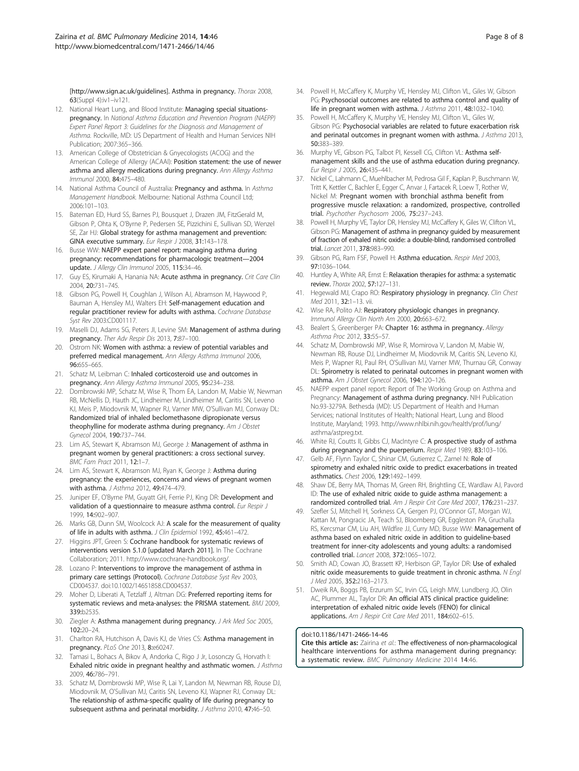[http://www.sign.ac.uk/guidelines]. Asthma in pregnancy. *Thorax* 2008, **63**(Suppl 4):iv1–iv121.

12. National Heart Lung, and Blood Institute: **Managing special situations-pregnancy.** In *National Asthma Education and Prevention Program (NAEPP) Expert Panel Report 3: Guidelines for the Diagnosis and Management of Asthma.* Rockville, MD: US Department of Health and Human Services NIH Publication; 2007:365–366.
13. American College of Obstetrician & Gnyecologists (ACOG) and the American College of Allergy (ACAAI): **Position statement: the use of newer asthma and allergy medications during pregnancy.** *Ann Allergy Asthma Immunol* 2000, **84:**475–480.
14. National Asthma Council of Australia: **Pregnancy and asthma.** In *Asthma Management Handbook.* Melbourne: National Asthma Council Ltd; 2006:101–103.
15. Bateman ED, Hurd SS, Barnes PJ, Bousquet J, Drazen JM, FitzGerald M, Gibson P, Ohta K, O'Byrne P, Pedersen SE, Pizzichini E, Sullivan SD, Wenzel SE, Zar HJ: **Global strategy for asthma management and prevention: GINA executive summary.** *Eur Respir J* 2008, **31:**143–178.
16. Busse WW: **NAEPP expert panel report: managing asthma during pregnancy: recommendations for pharmacologic treatment—2004 update.** *J Allergy Clin Immunol* 2005, **115:**34–46.
17. Guy ES, Kirumaki A, Hanania NA: **Acute asthma in pregnancy.** *Crit Care Clin* 2004, **20:**731–745.
18. Gibson PG, Powell H, Coughlan J, Wilson AJ, Abramson M, Haywood P, Bauman A, Hensley MJ, Walters EH: **Self-management education and regular practitioner review for adults with asthma.** *Cochrane Database Syst Rev* 2003:CD001117.
19. Maselli DJ, Adams SG, Peters JI, Levine SM: **Management of asthma during pregnancy.** *Ther Adv Respir Dis* 2013, **7:**87–100.
20. Ostrom NK: **Women with asthma: a review of potential variables and preferred medical management.** *Ann Allergy Asthma Immunol* 2006, **96:**655–665.
21. Schatz M, Leibman C: **Inhaled corticosteroid use and outcomes in pregnancy.** *Ann Allergy Asthma Immunol* 2005, **95:**234–238.
22. Dombrowski MP, Schatz M, Wise R, Thom EA, Landon M, Mabie W, Newman RB, McNellis D, Hauth JC, Lindheimer M, Lindheimer M, Caritis SN, Leveno KJ, Meis P, Miodovnik M, Wapner RJ, Varner MW, O'Sullivan MJ, Conway DL: **Randomized trial of inhaled beclomethasone dipropionate versus theophylline for moderate asthma during pregnancy.** *Am J Obstet Gynecol* 2004, **190:**737–744.
23. Lim AS, Stewart K, Abramson MJ, George J: **Management of asthma in pregnant women by general practitioners: a cross sectional survey.** *BMC Fam Pract* 2011, **12:**1–7.
24. Lim AS, Stewart K, Abramson MJ, Ryan K, George J: **Asthma during pregnancy: the experiences, concerns and views of pregnant women with asthma.** *J Asthma* 2012, **49:**474–479.
25. Juniper EF, O'Byrne PM, Guyatt GH, Ferrie PJ, King DR: **Development and validation of a questionnaire to measure asthma control.** *Eur Respir J* 1999, **14:**902–907.
26. Marks GB, Dunn SM, Woolcock AJ: **A scale for the measurement of quality of life in adults with asthma.** *J Clin Epidemiol* 1992, **45:**461–472.
27. Higgins JPT, Green S: **Cochrane handbook for systematic reviews of interventions version 5.1.0 [updated March 2011].** In The Cochrane Collaboration; 2011. http://www.cochrane-handbook.org/.
28. Lozano P: **Interventions to improve the management of asthma in primary care settings (Protocol).** *Cochrane Database Syst Rev* 2003, CD004537. doi:10.1002/14651858.CD004537.
29. Moher D, Liberati A, Tetzlaff J, Altman DG: **Preferred reporting items for systematic reviews and meta-analyses: the PRISMA statement.** *BMJ* 2009, **339:**b2535.
30. Ziegler A: **Asthma management during pregnancy.** *J Ark Med Soc* 2005, **102:**20–24.
31. Charlton RA, Hutchison A, Davis KJ, de Vries CS: **Asthma management in pregnancy.** *PLoS One* 2013, **8:**e60247.
32. Tamasi L, Bohacs A, Bikov A, Andorka C, Rigo J Jr, Losonczy G, Horvath I: **Exhaled nitric oxide in pregnant healthy and asthmatic women.** *J Asthma* 2009, **46:**786–791.
33. Schatz M, Dombrowski MP, Wise R, Lai Y, Landon M, Newman RB, Rouse DJ, Miodovnik M, O'Sullivan MJ, Caritis SN, Leveno KJ, Wapner RJ, Conway DL: **The relationship of asthma-specific quality of life during pregnancy to subsequent asthma and perinatal morbidity.** *J Asthma* 2010, **47:**46–50.
34. Powell H, McCaffery K, Murphy VE, Hensley MJ, Clifton VL, Giles W, Gibson PG: **Psychosocial outcomes are related to asthma control and quality of life in pregnant women with asthma.** *J Asthma* 2011, **48:**1032–1040.
35. Powell H, McCaffery K, Murphy VE, Hensley MJ, Clifton VL, Giles W, Gibson PG: **Psychosocial variables are related to future exacerbation risk and perinatal outcomes in pregnant women with asthma.** *J Asthma* 2013, **50:**383–389.
36. Murphy VE, Gibson PG, Talbot PI, Kessell CG, Clifton VL: **Asthma self-management skills and the use of asthma education during pregnancy.** *Eur Respir J* 2005, **26:**435–441.
37. Nickel C, Lahmann C, Muehlbacher M, Pedrosa Gil F, Kaplan P, Buschmann W, Tritt K, Kettler C, Bachler E, Egger C, Anvar J, Fartacek R, Loew T, Rother W, Nickel M: **Pregnant women with bronchial asthma benefit from progressive muscle relaxation: a randomized, prospective, controlled trial.** *Psychother Psychosom* 2006, **75:**237–243.
38. Powell H, Murphy VE, Taylor DR, Hensley MJ, McCaffery K, Giles W, Clifton VL, Gibson PG: **Management of asthma in pregnancy guided by measurement of fraction of exhaled nitric oxide: a double-blind, randomised controlled trial.** *Lancet* 2011, **378:**983–990.
39. Gibson PG, Ram FSF, Powell H: **Asthma education.** *Respir Med* 2003, **97:**1036–1044.
40. Huntley A, White AR, Ernst E: **Relaxation therapies for asthma: a systematic review.** *Thorax* 2002, **57:**127–131.
41. Hegewald MJ, Crapo RO: **Respiratory physiology in pregnancy.** *Clin Chest Med* 2011, **32:**1–13. vii.
42. Wise RA, Polito AJ: **Respiratory physiologic changes in pregnancy.** *Immunol Allergy Clin North Am* 2000, **20:**663–672.
43. Bealert S, Greenberger PA: **Chapter 16: asthma in pregnancy.** *Allergy Asthma Proc* 2012, **33:**55–57.
44. Schatz M, Dombrowski MP, Wise R, Momirova V, Landon M, Mabie W, Newman RB, Rouse DJ, Lindheimer M, Miodovnik M, Caritis SN, Leveno KJ, Meis P, Wapner RJ, Paul RH, O'Sullivan MJ, Varner MW, Thurnau GR, Conway DL: **Spirometry is related to perinatal outcomes in pregnant women with asthma.** *Am J Obstet Gynecol* 2006, **194:**120–126.
45. NAEPP expert panel report: Report of The Working Group on Asthma and Pregnancy: **Management of asthma during pregnancy.** NIH Publication No.93-3279A. Bethesda (MD): US Department of Health and Human Services; national Institutes of Health; National Heart, Lung and Blood Institute, Maryland; 1993. http://www.nhlbi.nih.gov/health/prof/lung/asthma/astpreg.txt.
46. White RJ, Coutts II, Gibbs CJ, MacIntyre C: **A prospective study of asthma during pregnancy and the puerperium.** *Respir Med* 1989, **83:**103–106.
47. Gelb AF, Flynn Taylor C, Shinar CM, Gutierrez C, Zamel N: **Role of spirometry and exhaled nitric oxide to predict exacerbations in treated asthmatics.** *Chest* 2006, **129:**1492–1499.
48. Shaw DE, Berry MA, Thomas M, Green RH, Brightling CE, Wardlaw AJ, Pavord ID: **The use of exhaled nitric oxide to guide asthma management: a randomized controlled trial.** *Am J Respir Crit Care Med* 2007, **176:**231–237.
49. Szefler SJ, Mitchell H, Sorkness CA, Gergen PJ, O'Connor GT, Morgan WJ, Kattan M, Pongracic JA, Teach SJ, Bloomberg GR, Eggleston PA, Gruchalla RS, Kercsmar CM, Liu AH, Wildfire JJ, Curry MD, Busse WW: **Management of asthma based on exhaled nitric oxide in addition to guideline-based treatment for inner-city adolescents and young adults: a randomised controlled trial.** *Lancet* 2008, **372:**1065–1072.
50. Smith AD, Cowan JO, Brassett KP, Herbison GP, Taylor DR: **Use of exhaled nitric oxide measurements to guide treatment in chronic asthma.** *N Engl J Med* 2005, **352:**2163–2173.
51. Dweik RA, Boggs PB, Erzurum SC, Irvin CG, Leigh MW, Lundberg JO, Olin AC, Plummer AL, Taylor DR: **An official ATS clinical practice guideline: interpretation of exhaled nitric oxide levels (FENO) for clinical applications.** *Am J Respir Crit Care Med* 2011, **184:**602–615.

doi:10.1186/1471-2466-14-46

**Cite this article as:** Zairina *et al.*: The effectiveness of non-pharmacological healthcare interventions for asthma management during pregnancy: a systematic review. *BMC Pulmonary Medicine* 2014 **14**:46.